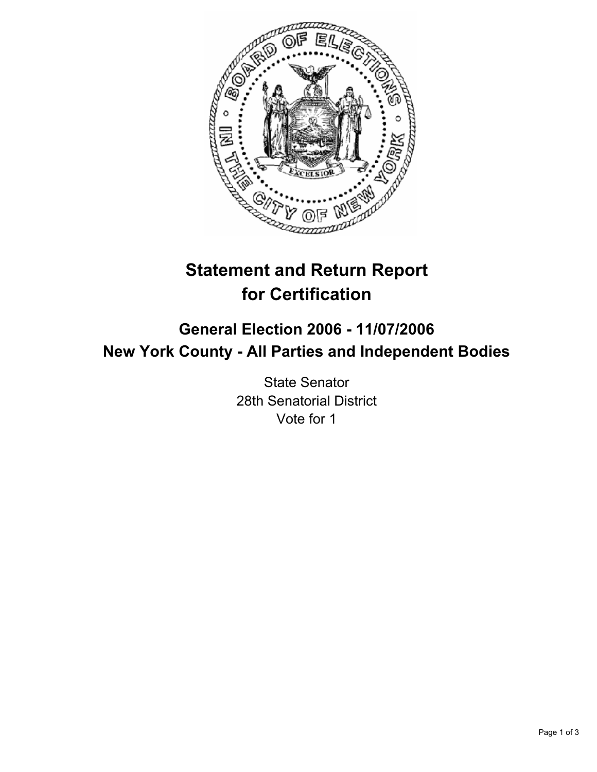# Statement and Return Report for Certification

## General Election 2006 - 11/07/2006
## New York County - All Parties and Independent Bodies

State Senator
28th Senatorial District
Vote for 1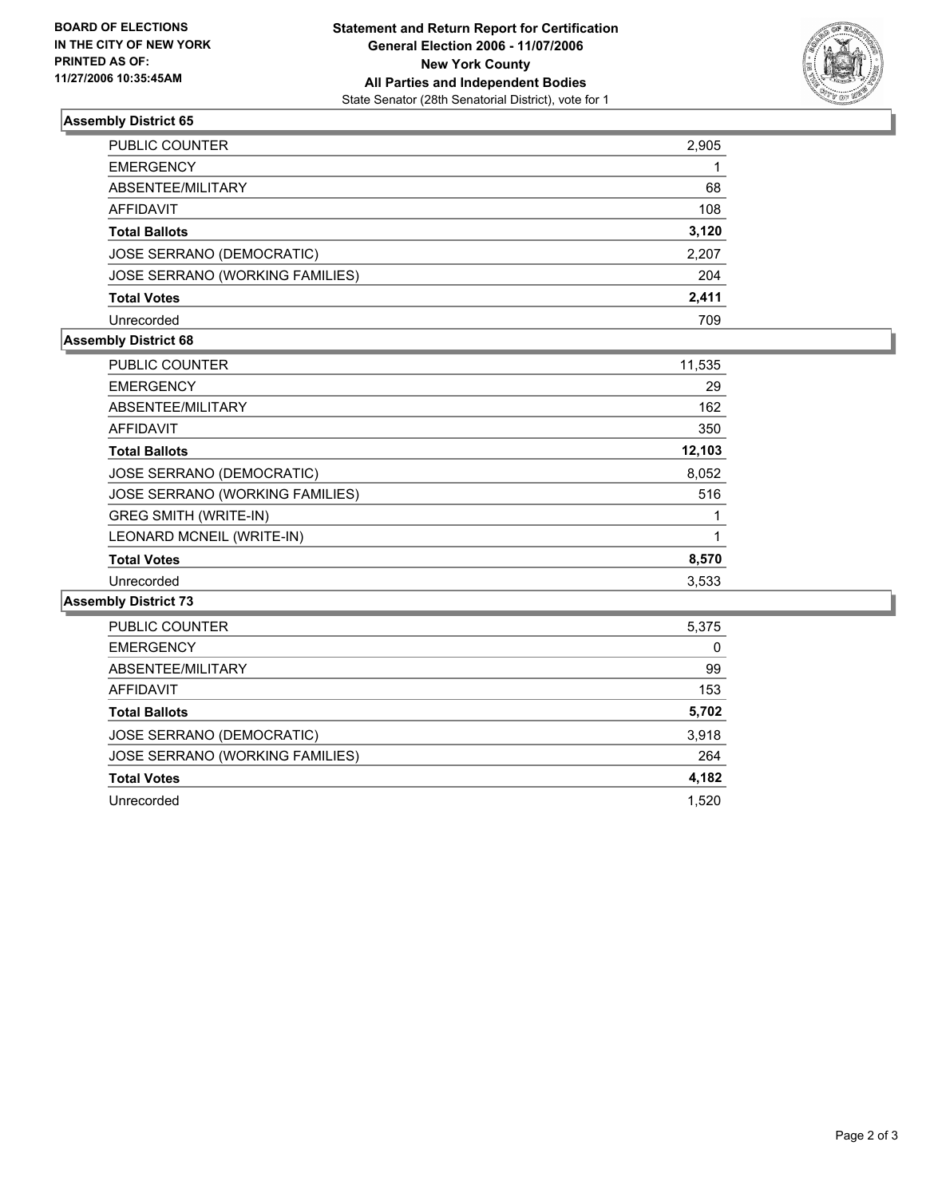BOARD OF ELECTIONS
IN THE CITY OF NEW YORK
PRINTED AS OF:
11/27/2006 10:35:45AM

# Statement and Return Report for Certification
## General Election 2006 - 11/07/2006
## New York County
## All Parties and Independent Bodies
State Senator (28th Senatorial District), vote for 1

### Assembly District 65

| | |
|---|---|
| PUBLIC COUNTER | 2,905 |
| EMERGENCY | 1 |
| ABSENTEE/MILITARY | 68 |
| AFFIDAVIT | 108 |
| **Total Ballots** | **3,120** |
| JOSE SERRANO (DEMOCRATIC) | 2,207 |
| JOSE SERRANO (WORKING FAMILIES) | 204 |
| **Total Votes** | **2,411** |
| Unrecorded | 709 |

### Assembly District 68

| | |
|---|---|
| PUBLIC COUNTER | 11,535 |
| EMERGENCY | 29 |
| ABSENTEE/MILITARY | 162 |
| AFFIDAVIT | 350 |
| **Total Ballots** | **12,103** |
| JOSE SERRANO (DEMOCRATIC) | 8,052 |
| JOSE SERRANO (WORKING FAMILIES) | 516 |
| GREG SMITH (WRITE-IN) | 1 |
| LEONARD MCNEIL (WRITE-IN) | 1 |
| **Total Votes** | **8,570** |
| Unrecorded | 3,533 |

### Assembly District 73

| | |
|---|---|
| PUBLIC COUNTER | 5,375 |
| EMERGENCY | 0 |
| ABSENTEE/MILITARY | 99 |
| AFFIDAVIT | 153 |
| **Total Ballots** | **5,702** |
| JOSE SERRANO (DEMOCRATIC) | 3,918 |
| JOSE SERRANO (WORKING FAMILIES) | 264 |
| **Total Votes** | **4,182** |
| Unrecorded | 1,520 |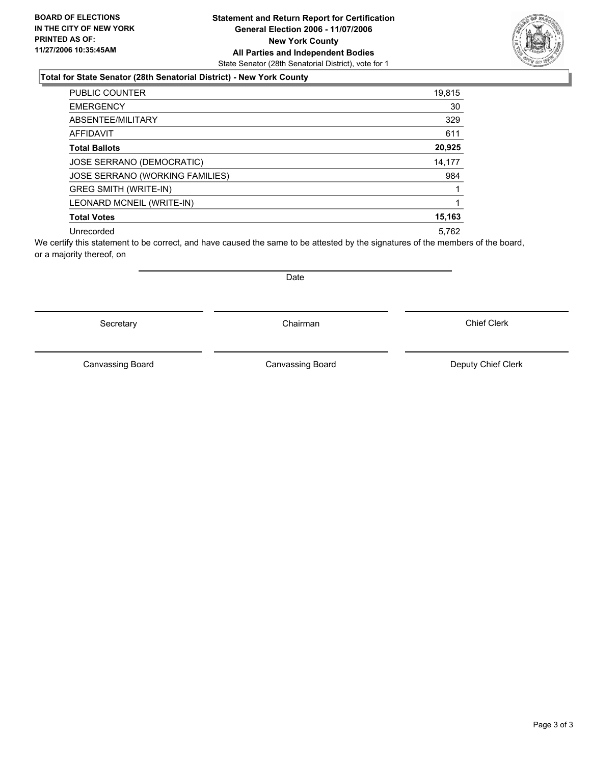**BOARD OF ELECTIONS IN THE CITY OF NEW YORK PRINTED AS OF: 11/27/2006 10:35:45AM**

**Statement and Return Report for Certification**
**General Election 2006 - 11/07/2006**
**New York County**
**All Parties and Independent Bodies**
State Senator (28th Senatorial District), vote for 1

### Total for State Senator (28th Senatorial District) - New York County

| | |
|---|---|
| PUBLIC COUNTER | 19,815 |
| EMERGENCY | 30 |
| ABSENTEE/MILITARY | 329 |
| AFFIDAVIT | 611 |
| **Total Ballots** | **20,925** |
| JOSE SERRANO (DEMOCRATIC) | 14,177 |
| JOSE SERRANO (WORKING FAMILIES) | 984 |
| GREG SMITH (WRITE-IN) | 1 |
| LEONARD MCNEIL (WRITE-IN) | 1 |
| **Total Votes** | **15,163** |
| Unrecorded | 5,762 |

We certify this statement to be correct, and have caused the same to be attested by the signatures of the members of the board, or a majority thereof, on

Date

| Secretary | Chairman | Chief Clerk |
|---|---|---|
| Canvassing Board | Canvassing Board | Deputy Chief Clerk |